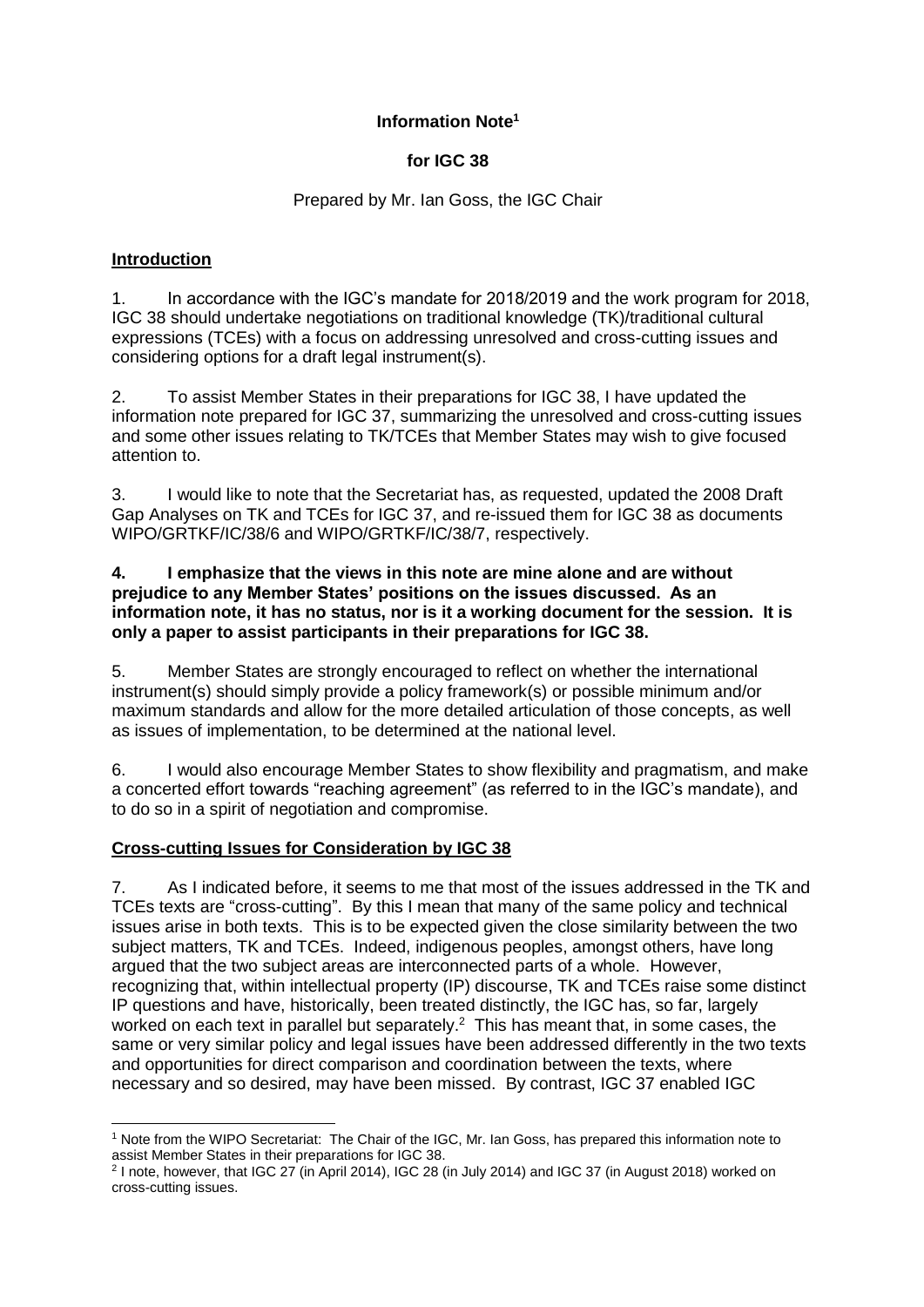**Information Note[1]**

**for IGC 38**

Prepared by Mr. Ian Goss, the IGC Chair

## Introduction

1. In accordance with the IGC's mandate for 2018/2019 and the work program for 2018, IGC 38 should undertake negotiations on traditional knowledge (TK)/traditional cultural expressions (TCEs) with a focus on addressing unresolved and cross-cutting issues and considering options for a draft legal instrument(s).

2. To assist Member States in their preparations for IGC 38, I have updated the information note prepared for IGC 37, summarizing the unresolved and cross-cutting issues and some other issues relating to TK/TCEs that Member States may wish to give focused attention to.

3. I would like to note that the Secretariat has, as requested, updated the 2008 Draft Gap Analyses on TK and TCEs for IGC 37, and re-issued them for IGC 38 as documents WIPO/GRTKF/IC/38/6 and WIPO/GRTKF/IC/38/7, respectively.

**4. I emphasize that the views in this note are mine alone and are without prejudice to any Member States' positions on the issues discussed. As an information note, it has no status, nor is it a working document for the session. It is only a paper to assist participants in their preparations for IGC 38.**

5. Member States are strongly encouraged to reflect on whether the international instrument(s) should simply provide a policy framework(s) or possible minimum and/or maximum standards and allow for the more detailed articulation of those concepts, as well as issues of implementation, to be determined at the national level.

6. I would also encourage Member States to show flexibility and pragmatism, and make a concerted effort towards "reaching agreement" (as referred to in the IGC's mandate), and to do so in a spirit of negotiation and compromise.

## Cross-cutting Issues for Consideration by IGC 38

7. As I indicated before, it seems to me that most of the issues addressed in the TK and TCEs texts are "cross-cutting". By this I mean that many of the same policy and technical issues arise in both texts. This is to be expected given the close similarity between the two subject matters, TK and TCEs. Indeed, indigenous peoples, amongst others, have long argued that the two subject areas are interconnected parts of a whole. However, recognizing that, within intellectual property (IP) discourse, TK and TCEs raise some distinct IP questions and have, historically, been treated distinctly, the IGC has, so far, largely worked on each text in parallel but separately.[2] This has meant that, in some cases, the same or very similar policy and legal issues have been addressed differently in the two texts and opportunities for direct comparison and coordination between the texts, where necessary and so desired, may have been missed. By contrast, IGC 37 enabled IGC

---

[1] Note from the WIPO Secretariat: The Chair of the IGC, Mr. Ian Goss, has prepared this information note to assist Member States in their preparations for IGC 38.

[2] I note, however, that IGC 27 (in April 2014), IGC 28 (in July 2014) and IGC 37 (in August 2018) worked on cross-cutting issues.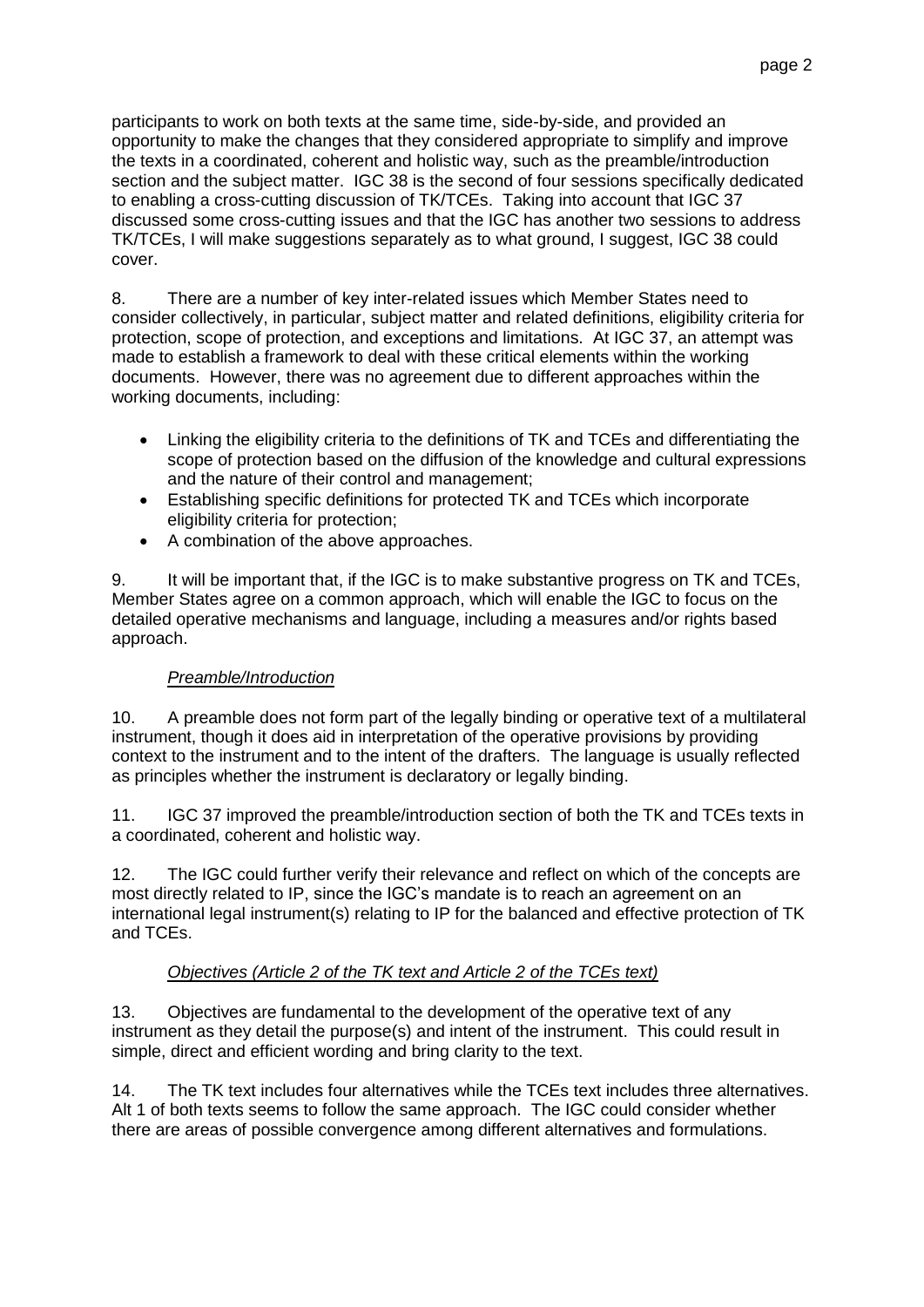participants to work on both texts at the same time, side-by-side, and provided an opportunity to make the changes that they considered appropriate to simplify and improve the texts in a coordinated, coherent and holistic way, such as the preamble/introduction section and the subject matter. IGC 38 is the second of four sessions specifically dedicated to enabling a cross-cutting discussion of TK/TCEs. Taking into account that IGC 37 discussed some cross-cutting issues and that the IGC has another two sessions to address TK/TCEs, I will make suggestions separately as to what ground, I suggest, IGC 38 could cover.

8. There are a number of key inter-related issues which Member States need to consider collectively, in particular, subject matter and related definitions, eligibility criteria for protection, scope of protection, and exceptions and limitations. At IGC 37, an attempt was made to establish a framework to deal with these critical elements within the working documents. However, there was no agreement due to different approaches within the working documents, including:

- Linking the eligibility criteria to the definitions of TK and TCEs and differentiating the scope of protection based on the diffusion of the knowledge and cultural expressions and the nature of their control and management;
- Establishing specific definitions for protected TK and TCEs which incorporate eligibility criteria for protection;
- A combination of the above approaches.

9. It will be important that, if the IGC is to make substantive progress on TK and TCEs, Member States agree on a common approach, which will enable the IGC to focus on the detailed operative mechanisms and language, including a measures and/or rights based approach.

*Preamble/Introduction*

10. A preamble does not form part of the legally binding or operative text of a multilateral instrument, though it does aid in interpretation of the operative provisions by providing context to the instrument and to the intent of the drafters. The language is usually reflected as principles whether the instrument is declaratory or legally binding.

11. IGC 37 improved the preamble/introduction section of both the TK and TCEs texts in a coordinated, coherent and holistic way.

12. The IGC could further verify their relevance and reflect on which of the concepts are most directly related to IP, since the IGC's mandate is to reach an agreement on an international legal instrument(s) relating to IP for the balanced and effective protection of TK and TCEs.

*Objectives (Article 2 of the TK text and Article 2 of the TCEs text)*

13. Objectives are fundamental to the development of the operative text of any instrument as they detail the purpose(s) and intent of the instrument. This could result in simple, direct and efficient wording and bring clarity to the text.

14. The TK text includes four alternatives while the TCEs text includes three alternatives. Alt 1 of both texts seems to follow the same approach. The IGC could consider whether there are areas of possible convergence among different alternatives and formulations.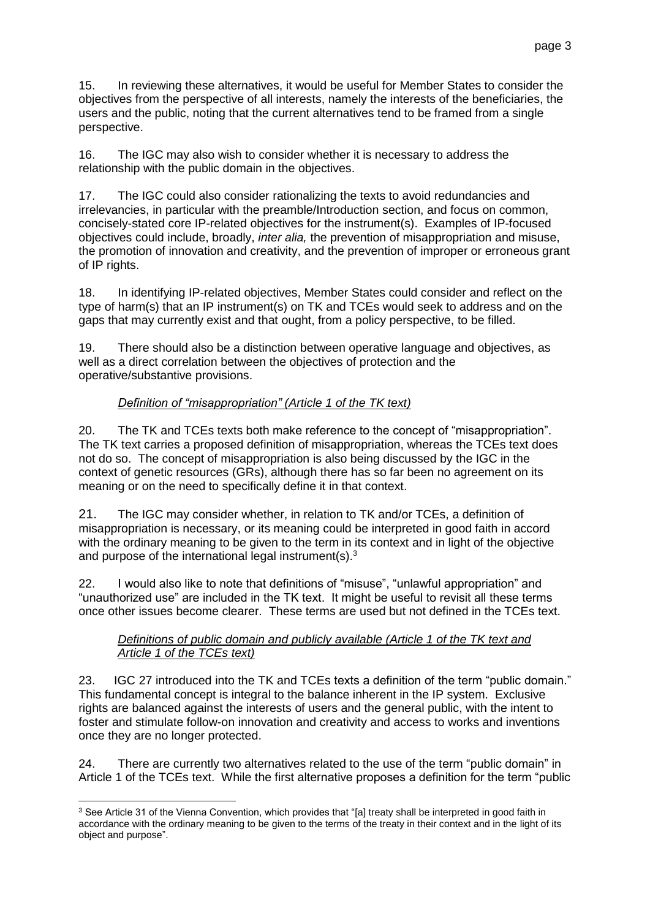15. In reviewing these alternatives, it would be useful for Member States to consider the objectives from the perspective of all interests, namely the interests of the beneficiaries, the users and the public, noting that the current alternatives tend to be framed from a single perspective.

16. The IGC may also wish to consider whether it is necessary to address the relationship with the public domain in the objectives.

17. The IGC could also consider rationalizing the texts to avoid redundancies and irrelevancies, in particular with the preamble/Introduction section, and focus on common, concisely-stated core IP-related objectives for the instrument(s). Examples of IP-focused objectives could include, broadly, *inter alia,* the prevention of misappropriation and misuse, the promotion of innovation and creativity, and the prevention of improper or erroneous grant of IP rights.

18. In identifying IP-related objectives, Member States could consider and reflect on the type of harm(s) that an IP instrument(s) on TK and TCEs would seek to address and on the gaps that may currently exist and that ought, from a policy perspective, to be filled.

19. There should also be a distinction between operative language and objectives, as well as a direct correlation between the objectives of protection and the operative/substantive provisions.

*Definition of "misappropriation" (Article 1 of the TK text)*

20. The TK and TCEs texts both make reference to the concept of "misappropriation". The TK text carries a proposed definition of misappropriation, whereas the TCEs text does not do so. The concept of misappropriation is also being discussed by the IGC in the context of genetic resources (GRs), although there has so far been no agreement on its meaning or on the need to specifically define it in that context.

21. The IGC may consider whether, in relation to TK and/or TCEs, a definition of misappropriation is necessary, or its meaning could be interpreted in good faith in accord with the ordinary meaning to be given to the term in its context and in light of the objective and purpose of the international legal instrument(s).[3]

22. I would also like to note that definitions of "misuse", "unlawful appropriation" and "unauthorized use" are included in the TK text. It might be useful to revisit all these terms once other issues become clearer. These terms are used but not defined in the TCEs text.

*Definitions of public domain and publicly available (Article 1 of the TK text and Article 1 of the TCEs text)*

23. IGC 27 introduced into the TK and TCEs texts a definition of the term "public domain." This fundamental concept is integral to the balance inherent in the IP system. Exclusive rights are balanced against the interests of users and the general public, with the intent to foster and stimulate follow-on innovation and creativity and access to works and inventions once they are no longer protected.

24. There are currently two alternatives related to the use of the term "public domain" in Article 1 of the TCEs text. While the first alternative proposes a definition for the term "public

---

[3] See Article 31 of the Vienna Convention, which provides that "[a] treaty shall be interpreted in good faith in accordance with the ordinary meaning to be given to the terms of the treaty in their context and in the light of its object and purpose".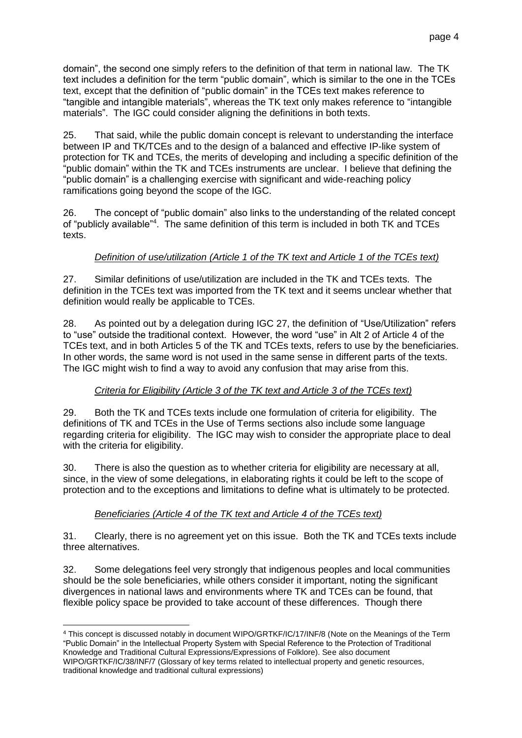domain", the second one simply refers to the definition of that term in national law. The TK text includes a definition for the term "public domain", which is similar to the one in the TCEs text, except that the definition of "public domain" in the TCEs text makes reference to "tangible and intangible materials", whereas the TK text only makes reference to "intangible materials". The IGC could consider aligning the definitions in both texts.

25. That said, while the public domain concept is relevant to understanding the interface between IP and TK/TCEs and to the design of a balanced and effective IP-like system of protection for TK and TCEs, the merits of developing and including a specific definition of the "public domain" within the TK and TCEs instruments are unclear. I believe that defining the "public domain" is a challenging exercise with significant and wide-reaching policy ramifications going beyond the scope of the IGC.

26. The concept of "public domain" also links to the understanding of the related concept of "publicly available"[4]. The same definition of this term is included in both TK and TCEs texts.

*Definition of use/utilization (Article 1 of the TK text and Article 1 of the TCEs text)*

27. Similar definitions of use/utilization are included in the TK and TCEs texts. The definition in the TCEs text was imported from the TK text and it seems unclear whether that definition would really be applicable to TCEs.

28. As pointed out by a delegation during IGC 27, the definition of "Use/Utilization" refers to "use" outside the traditional context. However, the word "use" in Alt 2 of Article 4 of the TCEs text, and in both Articles 5 of the TK and TCEs texts, refers to use by the beneficiaries. In other words, the same word is not used in the same sense in different parts of the texts. The IGC might wish to find a way to avoid any confusion that may arise from this.

*Criteria for Eligibility (Article 3 of the TK text and Article 3 of the TCEs text)*

29. Both the TK and TCEs texts include one formulation of criteria for eligibility. The definitions of TK and TCEs in the Use of Terms sections also include some language regarding criteria for eligibility. The IGC may wish to consider the appropriate place to deal with the criteria for eligibility.

30. There is also the question as to whether criteria for eligibility are necessary at all, since, in the view of some delegations, in elaborating rights it could be left to the scope of protection and to the exceptions and limitations to define what is ultimately to be protected.

*Beneficiaries (Article 4 of the TK text and Article 4 of the TCEs text)*

31. Clearly, there is no agreement yet on this issue. Both the TK and TCEs texts include three alternatives.

32. Some delegations feel very strongly that indigenous peoples and local communities should be the sole beneficiaries, while others consider it important, noting the significant divergences in national laws and environments where TK and TCEs can be found, that flexible policy space be provided to take account of these differences. Though there

[4] This concept is discussed notably in document WIPO/GRTKF/IC/17/INF/8 (Note on the Meanings of the Term "Public Domain" in the Intellectual Property System with Special Reference to the Protection of Traditional Knowledge and Traditional Cultural Expressions/Expressions of Folklore). See also document WIPO/GRTKF/IC/38/INF/7 (Glossary of key terms related to intellectual property and genetic resources, traditional knowledge and traditional cultural expressions)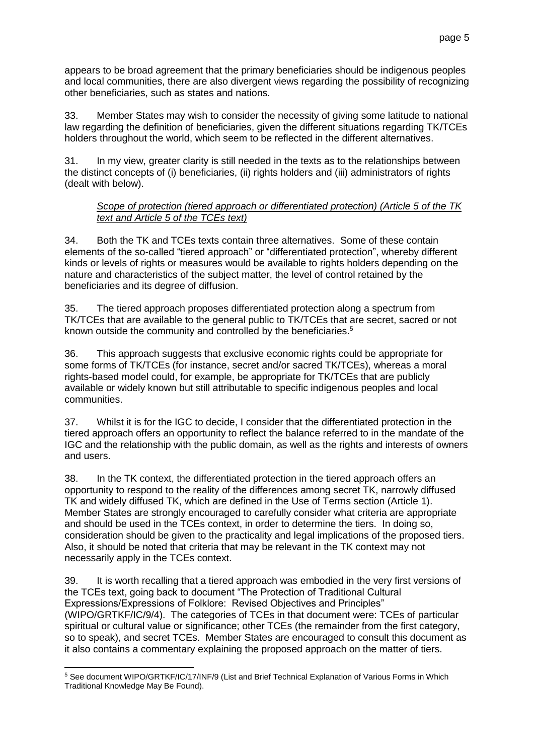appears to be broad agreement that the primary beneficiaries should be indigenous peoples and local communities, there are also divergent views regarding the possibility of recognizing other beneficiaries, such as states and nations.

33. Member States may wish to consider the necessity of giving some latitude to national law regarding the definition of beneficiaries, given the different situations regarding TK/TCEs holders throughout the world, which seem to be reflected in the different alternatives.

31. In my view, greater clarity is still needed in the texts as to the relationships between the distinct concepts of (i) beneficiaries, (ii) rights holders and (iii) administrators of rights (dealt with below).

*Scope of protection (tiered approach or differentiated protection) (Article 5 of the TK text and Article 5 of the TCEs text)*

34. Both the TK and TCEs texts contain three alternatives. Some of these contain elements of the so-called "tiered approach" or "differentiated protection", whereby different kinds or levels of rights or measures would be available to rights holders depending on the nature and characteristics of the subject matter, the level of control retained by the beneficiaries and its degree of diffusion.

35. The tiered approach proposes differentiated protection along a spectrum from TK/TCEs that are available to the general public to TK/TCEs that are secret, sacred or not known outside the community and controlled by the beneficiaries.[5]

36. This approach suggests that exclusive economic rights could be appropriate for some forms of TK/TCEs (for instance, secret and/or sacred TK/TCEs), whereas a moral rights-based model could, for example, be appropriate for TK/TCEs that are publicly available or widely known but still attributable to specific indigenous peoples and local communities.

37. Whilst it is for the IGC to decide, I consider that the differentiated protection in the tiered approach offers an opportunity to reflect the balance referred to in the mandate of the IGC and the relationship with the public domain, as well as the rights and interests of owners and users.

38. In the TK context, the differentiated protection in the tiered approach offers an opportunity to respond to the reality of the differences among secret TK, narrowly diffused TK and widely diffused TK, which are defined in the Use of Terms section (Article 1). Member States are strongly encouraged to carefully consider what criteria are appropriate and should be used in the TCEs context, in order to determine the tiers. In doing so, consideration should be given to the practicality and legal implications of the proposed tiers. Also, it should be noted that criteria that may be relevant in the TK context may not necessarily apply in the TCEs context.

39. It is worth recalling that a tiered approach was embodied in the very first versions of the TCEs text, going back to document "The Protection of Traditional Cultural Expressions/Expressions of Folklore: Revised Objectives and Principles" (WIPO/GRTKF/IC/9/4). The categories of TCEs in that document were: TCEs of particular spiritual or cultural value or significance; other TCEs (the remainder from the first category, so to speak), and secret TCEs. Member States are encouraged to consult this document as it also contains a commentary explaining the proposed approach on the matter of tiers.

---

[5] See document WIPO/GRTKF/IC/17/INF/9 (List and Brief Technical Explanation of Various Forms in Which Traditional Knowledge May Be Found).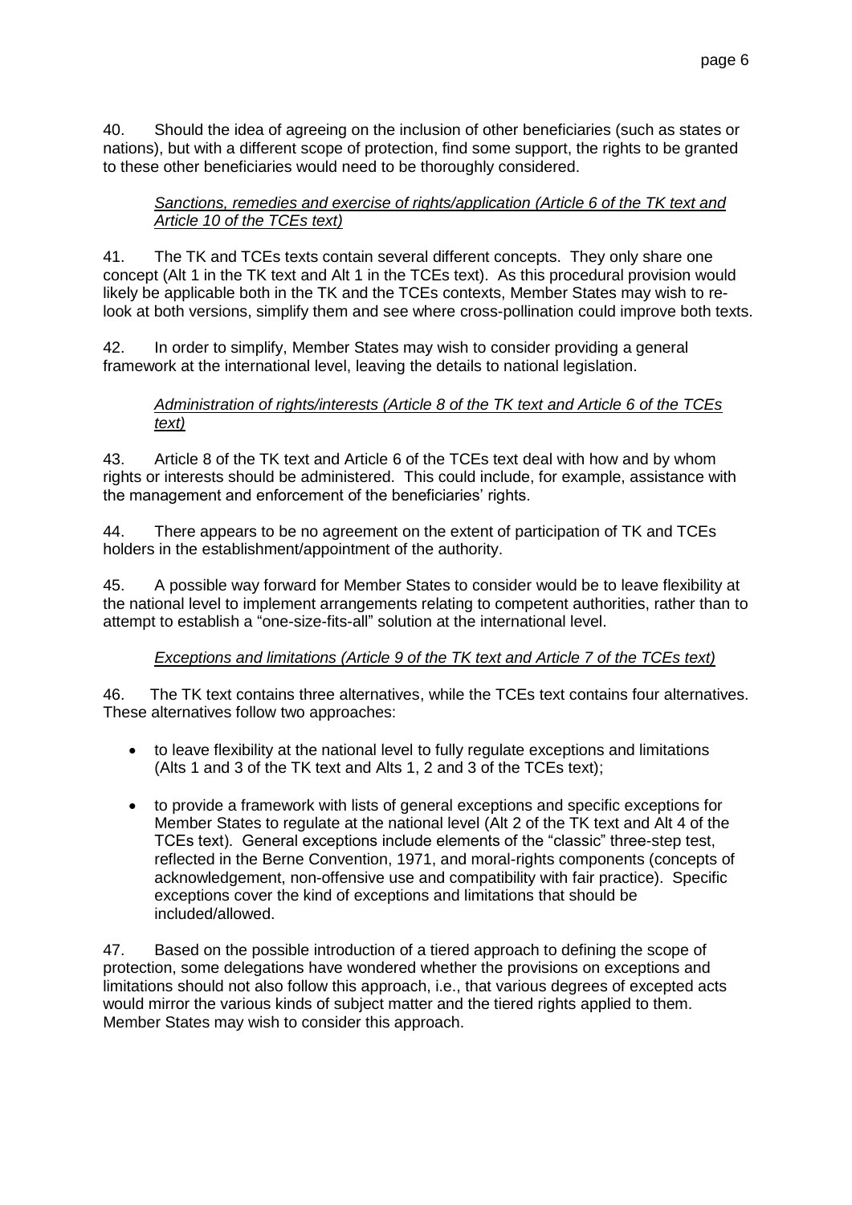40. Should the idea of agreeing on the inclusion of other beneficiaries (such as states or nations), but with a different scope of protection, find some support, the rights to be granted to these other beneficiaries would need to be thoroughly considered.

*Sanctions, remedies and exercise of rights/application (Article 6 of the TK text and Article 10 of the TCEs text)*

41. The TK and TCEs texts contain several different concepts. They only share one concept (Alt 1 in the TK text and Alt 1 in the TCEs text). As this procedural provision would likely be applicable both in the TK and the TCEs contexts, Member States may wish to re-look at both versions, simplify them and see where cross-pollination could improve both texts.

42. In order to simplify, Member States may wish to consider providing a general framework at the international level, leaving the details to national legislation.

*Administration of rights/interests (Article 8 of the TK text and Article 6 of the TCEs text)*

43. Article 8 of the TK text and Article 6 of the TCEs text deal with how and by whom rights or interests should be administered. This could include, for example, assistance with the management and enforcement of the beneficiaries' rights.

44. There appears to be no agreement on the extent of participation of TK and TCEs holders in the establishment/appointment of the authority.

45. A possible way forward for Member States to consider would be to leave flexibility at the national level to implement arrangements relating to competent authorities, rather than to attempt to establish a "one-size-fits-all" solution at the international level.

*Exceptions and limitations (Article 9 of the TK text and Article 7 of the TCEs text)*

46. The TK text contains three alternatives, while the TCEs text contains four alternatives. These alternatives follow two approaches:

- to leave flexibility at the national level to fully regulate exceptions and limitations (Alts 1 and 3 of the TK text and Alts 1, 2 and 3 of the TCEs text);
- to provide a framework with lists of general exceptions and specific exceptions for Member States to regulate at the national level (Alt 2 of the TK text and Alt 4 of the TCEs text). General exceptions include elements of the "classic" three-step test, reflected in the Berne Convention, 1971, and moral-rights components (concepts of acknowledgement, non-offensive use and compatibility with fair practice). Specific exceptions cover the kind of exceptions and limitations that should be included/allowed.

47. Based on the possible introduction of a tiered approach to defining the scope of protection, some delegations have wondered whether the provisions on exceptions and limitations should not also follow this approach, i.e., that various degrees of excepted acts would mirror the various kinds of subject matter and the tiered rights applied to them. Member States may wish to consider this approach.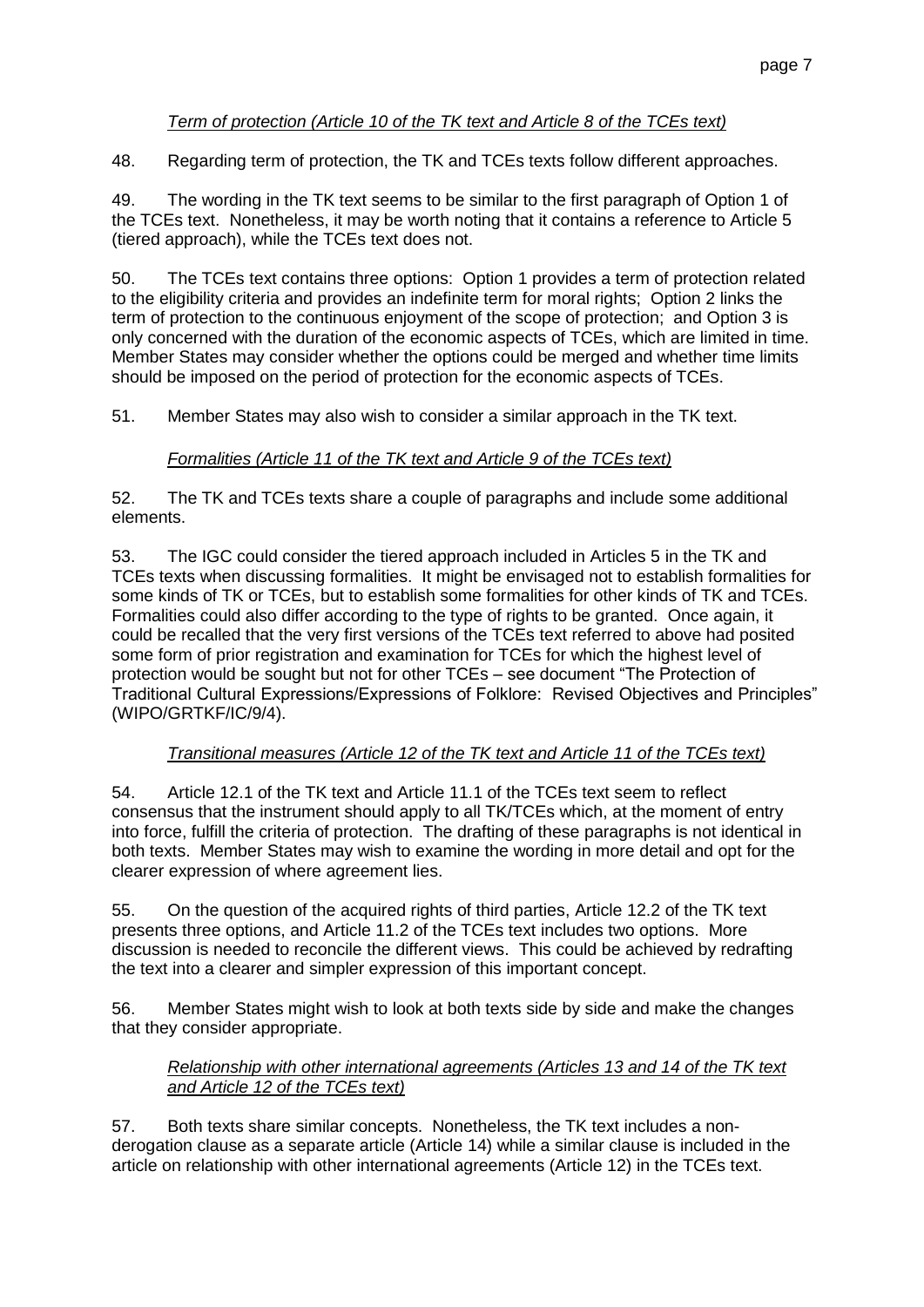*Term of protection (Article 10 of the TK text and Article 8 of the TCEs text)*

48. Regarding term of protection, the TK and TCEs texts follow different approaches.

49. The wording in the TK text seems to be similar to the first paragraph of Option 1 of the TCEs text. Nonetheless, it may be worth noting that it contains a reference to Article 5 (tiered approach), while the TCEs text does not.

50. The TCEs text contains three options: Option 1 provides a term of protection related to the eligibility criteria and provides an indefinite term for moral rights; Option 2 links the term of protection to the continuous enjoyment of the scope of protection; and Option 3 is only concerned with the duration of the economic aspects of TCEs, which are limited in time. Member States may consider whether the options could be merged and whether time limits should be imposed on the period of protection for the economic aspects of TCEs.

51. Member States may also wish to consider a similar approach in the TK text.

*Formalities (Article 11 of the TK text and Article 9 of the TCEs text)*

52. The TK and TCEs texts share a couple of paragraphs and include some additional elements.

53. The IGC could consider the tiered approach included in Articles 5 in the TK and TCEs texts when discussing formalities. It might be envisaged not to establish formalities for some kinds of TK or TCEs, but to establish some formalities for other kinds of TK and TCEs. Formalities could also differ according to the type of rights to be granted. Once again, it could be recalled that the very first versions of the TCEs text referred to above had posited some form of prior registration and examination for TCEs for which the highest level of protection would be sought but not for other TCEs – see document "The Protection of Traditional Cultural Expressions/Expressions of Folklore: Revised Objectives and Principles" (WIPO/GRTKF/IC/9/4).

*Transitional measures (Article 12 of the TK text and Article 11 of the TCEs text)*

54. Article 12.1 of the TK text and Article 11.1 of the TCEs text seem to reflect consensus that the instrument should apply to all TK/TCEs which, at the moment of entry into force, fulfill the criteria of protection. The drafting of these paragraphs is not identical in both texts. Member States may wish to examine the wording in more detail and opt for the clearer expression of where agreement lies.

55. On the question of the acquired rights of third parties, Article 12.2 of the TK text presents three options, and Article 11.2 of the TCEs text includes two options. More discussion is needed to reconcile the different views. This could be achieved by redrafting the text into a clearer and simpler expression of this important concept.

56. Member States might wish to look at both texts side by side and make the changes that they consider appropriate.

*Relationship with other international agreements (Articles 13 and 14 of the TK text and Article 12 of the TCEs text)*

57. Both texts share similar concepts. Nonetheless, the TK text includes a non-derogation clause as a separate article (Article 14) while a similar clause is included in the article on relationship with other international agreements (Article 12) in the TCEs text.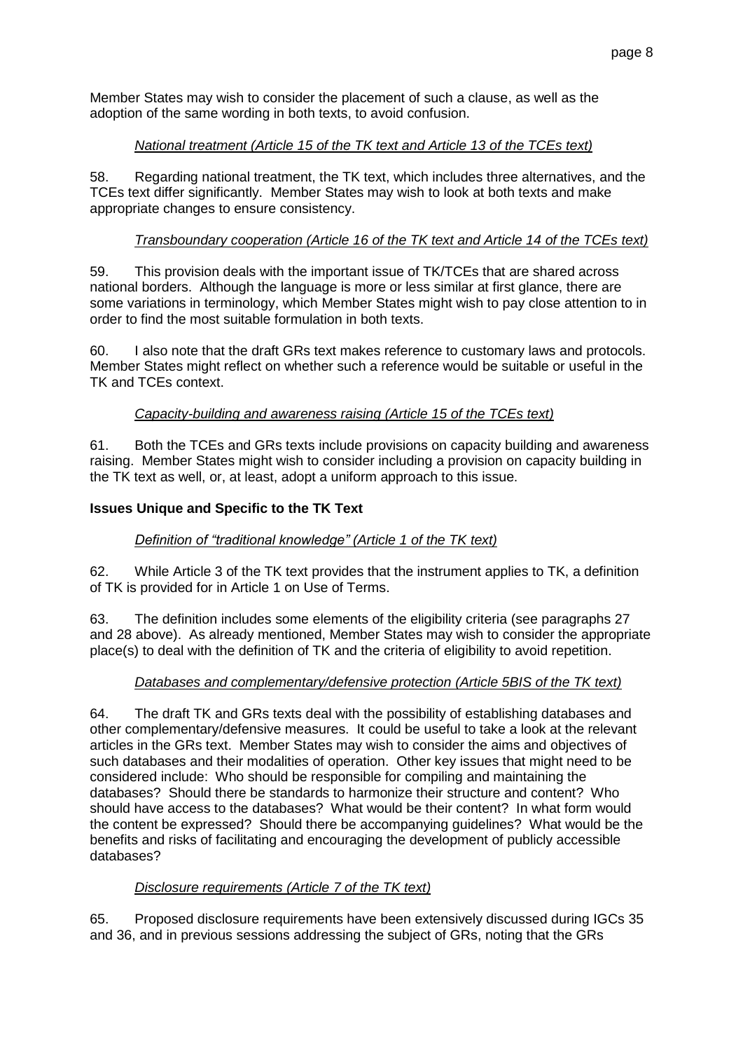Member States may wish to consider the placement of such a clause, as well as the adoption of the same wording in both texts, to avoid confusion.

*National treatment (Article 15 of the TK text and Article 13 of the TCEs text)*

58. Regarding national treatment, the TK text, which includes three alternatives, and the TCEs text differ significantly. Member States may wish to look at both texts and make appropriate changes to ensure consistency.

*Transboundary cooperation (Article 16 of the TK text and Article 14 of the TCEs text)*

59. This provision deals with the important issue of TK/TCEs that are shared across national borders. Although the language is more or less similar at first glance, there are some variations in terminology, which Member States might wish to pay close attention to in order to find the most suitable formulation in both texts.

60. I also note that the draft GRs text makes reference to customary laws and protocols. Member States might reflect on whether such a reference would be suitable or useful in the TK and TCEs context.

*Capacity-building and awareness raising (Article 15 of the TCEs text)*

61. Both the TCEs and GRs texts include provisions on capacity building and awareness raising. Member States might wish to consider including a provision on capacity building in the TK text as well, or, at least, adopt a uniform approach to this issue.

**Issues Unique and Specific to the TK Text**

*Definition of "traditional knowledge" (Article 1 of the TK text)*

62. While Article 3 of the TK text provides that the instrument applies to TK, a definition of TK is provided for in Article 1 on Use of Terms.

63. The definition includes some elements of the eligibility criteria (see paragraphs 27 and 28 above). As already mentioned, Member States may wish to consider the appropriate place(s) to deal with the definition of TK and the criteria of eligibility to avoid repetition.

*Databases and complementary/defensive protection (Article 5BIS of the TK text)*

64. The draft TK and GRs texts deal with the possibility of establishing databases and other complementary/defensive measures. It could be useful to take a look at the relevant articles in the GRs text. Member States may wish to consider the aims and objectives of such databases and their modalities of operation. Other key issues that might need to be considered include: Who should be responsible for compiling and maintaining the databases? Should there be standards to harmonize their structure and content? Who should have access to the databases? What would be their content? In what form would the content be expressed? Should there be accompanying guidelines? What would be the benefits and risks of facilitating and encouraging the development of publicly accessible databases?

*Disclosure requirements (Article 7 of the TK text)*

65. Proposed disclosure requirements have been extensively discussed during IGCs 35 and 36, and in previous sessions addressing the subject of GRs, noting that the GRs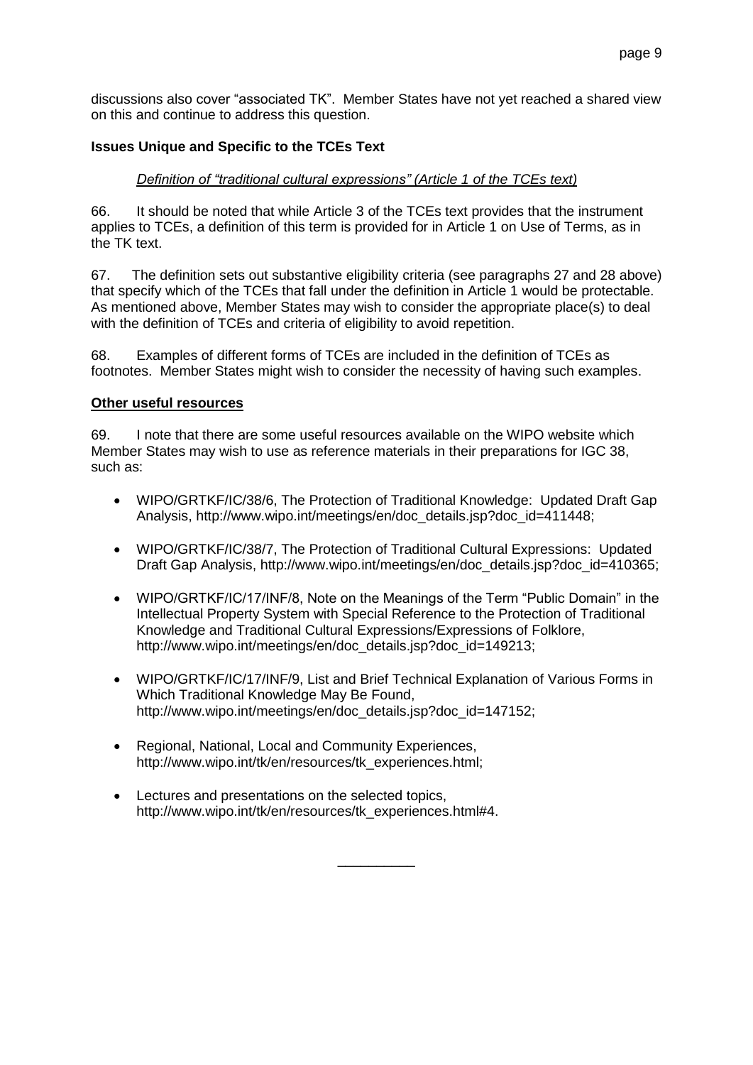discussions also cover "associated TK". Member States have not yet reached a shared view on this and continue to address this question.

**Issues Unique and Specific to the TCEs Text**

*Definition of "traditional cultural expressions" (Article 1 of the TCEs text)*

66. It should be noted that while Article 3 of the TCEs text provides that the instrument applies to TCEs, a definition of this term is provided for in Article 1 on Use of Terms, as in the TK text.

67. The definition sets out substantive eligibility criteria (see paragraphs 27 and 28 above) that specify which of the TCEs that fall under the definition in Article 1 would be protectable. As mentioned above, Member States may wish to consider the appropriate place(s) to deal with the definition of TCEs and criteria of eligibility to avoid repetition.

68. Examples of different forms of TCEs are included in the definition of TCEs as footnotes. Member States might wish to consider the necessity of having such examples.

**Other useful resources**

69. I note that there are some useful resources available on the WIPO website which Member States may wish to use as reference materials in their preparations for IGC 38, such as:

- WIPO/GRTKF/IC/38/6, The Protection of Traditional Knowledge: Updated Draft Gap Analysis, http://www.wipo.int/meetings/en/doc_details.jsp?doc_id=411448;
- WIPO/GRTKF/IC/38/7, The Protection of Traditional Cultural Expressions: Updated Draft Gap Analysis, http://www.wipo.int/meetings/en/doc_details.jsp?doc_id=410365;
- WIPO/GRTKF/IC/17/INF/8, Note on the Meanings of the Term "Public Domain" in the Intellectual Property System with Special Reference to the Protection of Traditional Knowledge and Traditional Cultural Expressions/Expressions of Folklore, http://www.wipo.int/meetings/en/doc_details.jsp?doc_id=149213;
- WIPO/GRTKF/IC/17/INF/9, List and Brief Technical Explanation of Various Forms in Which Traditional Knowledge May Be Found, http://www.wipo.int/meetings/en/doc_details.jsp?doc_id=147152;
- Regional, National, Local and Community Experiences, http://www.wipo.int/tk/en/resources/tk_experiences.html;
- Lectures and presentations on the selected topics, http://www.wipo.int/tk/en/resources/tk_experiences.html#4.

---